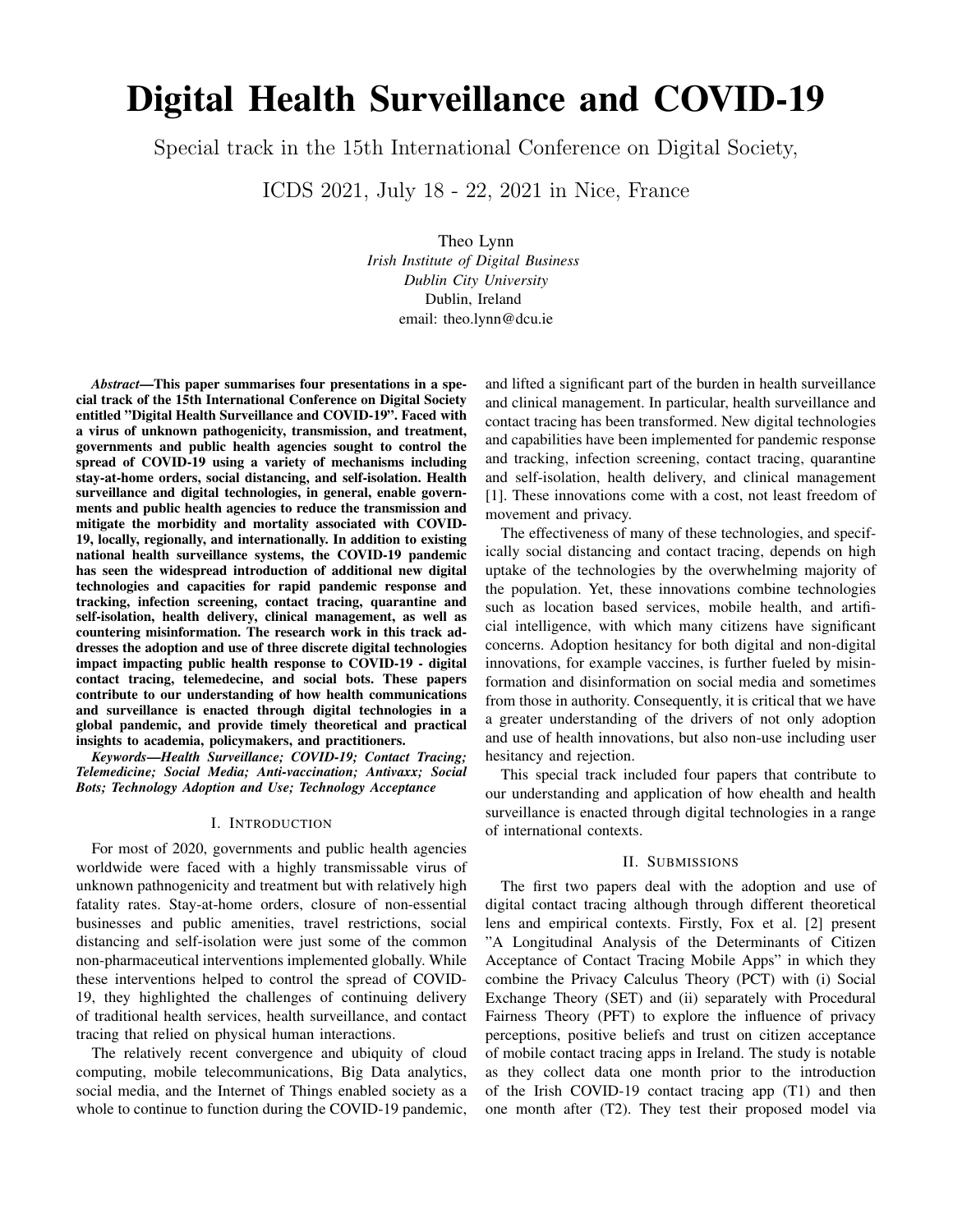# Digital Health Surveillance and COVID-19

Special track in the 15th International Conference on Digital Society,

ICDS 2021, July 18 - 22, 2021 in Nice, France

Theo Lynn
*Irish Institute of Digital Business*
*Dublin City University*
Dublin, Ireland
email: theo.lynn@dcu.ie

***Abstract*—This paper summarises four presentations in a special track of the 15th International Conference on Digital Society entitled "Digital Health Surveillance and COVID-19". Faced with a virus of unknown pathogenicity, transmission, and treatment, governments and public health agencies sought to control the spread of COVID-19 using a variety of mechanisms including stay-at-home orders, social distancing, and self-isolation. Health surveillance and digital technologies, in general, enable governments and public health agencies to reduce the transmission and mitigate the morbidity and mortality associated with COVID-19, locally, regionally, and internationally. In addition to existing national health surveillance systems, the COVID-19 pandemic has seen the widespread introduction of additional new digital technologies and capacities for rapid pandemic response and tracking, infection screening, contact tracing, quarantine and self-isolation, health delivery, clinical management, as well as countering misinformation. The research work in this track addresses the adoption and use of three discrete digital technologies impact impacting public health response to COVID-19 - digital contact tracing, telemedecine, and social bots. These papers contribute to our understanding of how health communications and surveillance is enacted through digital technologies in a global pandemic, and provide timely theoretical and practical insights to academia, policymakers, and practitioners.**

***Keywords*—*Health Surveillance; COVID-19; Contact Tracing; Telemedicine; Social Media; Anti-vaccination; Antivaxx; Social Bots; Technology Adoption and Use; Technology Acceptance***

## I. Introduction

For most of 2020, governments and public health agencies worldwide were faced with a highly transmissable virus of unknown pathnogenicity and treatment but with relatively high fatality rates. Stay-at-home orders, closure of non-essential businesses and public amenities, travel restrictions, social distancing and self-isolation were just some of the common non-pharmaceutical interventions implemented globally. While these interventions helped to control the spread of COVID-19, they highlighted the challenges of continuing delivery of traditional health services, health surveillance, and contact tracing that relied on physical human interactions.

The relatively recent convergence and ubiquity of cloud computing, mobile telecommunications, Big Data analytics, social media, and the Internet of Things enabled society as a whole to continue to function during the COVID-19 pandemic, and lifted a significant part of the burden in health surveillance and clinical management. In particular, health surveillance and contact tracing has been transformed. New digital technologies and capabilities have been implemented for pandemic response and tracking, infection screening, contact tracing, quarantine and self-isolation, health delivery, and clinical management [1]. These innovations come with a cost, not least freedom of movement and privacy.

The effectiveness of many of these technologies, and specifically social distancing and contact tracing, depends on high uptake of the technologies by the overwhelming majority of the population. Yet, these innovations combine technologies such as location based services, mobile health, and artificial intelligence, with which many citizens have significant concerns. Adoption hesitancy for both digital and non-digital innovations, for example vaccines, is further fueled by misinformation and disinformation on social media and sometimes from those in authority. Consequently, it is critical that we have a greater understanding of the drivers of not only adoption and use of health innovations, but also non-use including user hesitancy and rejection.

This special track included four papers that contribute to our understanding and application of how ehealth and health surveillance is enacted through digital technologies in a range of international contexts.

## II. Submissions

The first two papers deal with the adoption and use of digital contact tracing although through different theoretical lens and empirical contexts. Firstly, Fox et al. [2] present "A Longitudinal Analysis of the Determinants of Citizen Acceptance of Contact Tracing Mobile Apps" in which they combine the Privacy Calculus Theory (PCT) with (i) Social Exchange Theory (SET) and (ii) separately with Procedural Fairness Theory (PFT) to explore the influence of privacy perceptions, positive beliefs and trust on citizen acceptance of mobile contact tracing apps in Ireland. The study is notable as they collect data one month prior to the introduction of the Irish COVID-19 contact tracing app (T1) and then one month after (T2). They test their proposed model via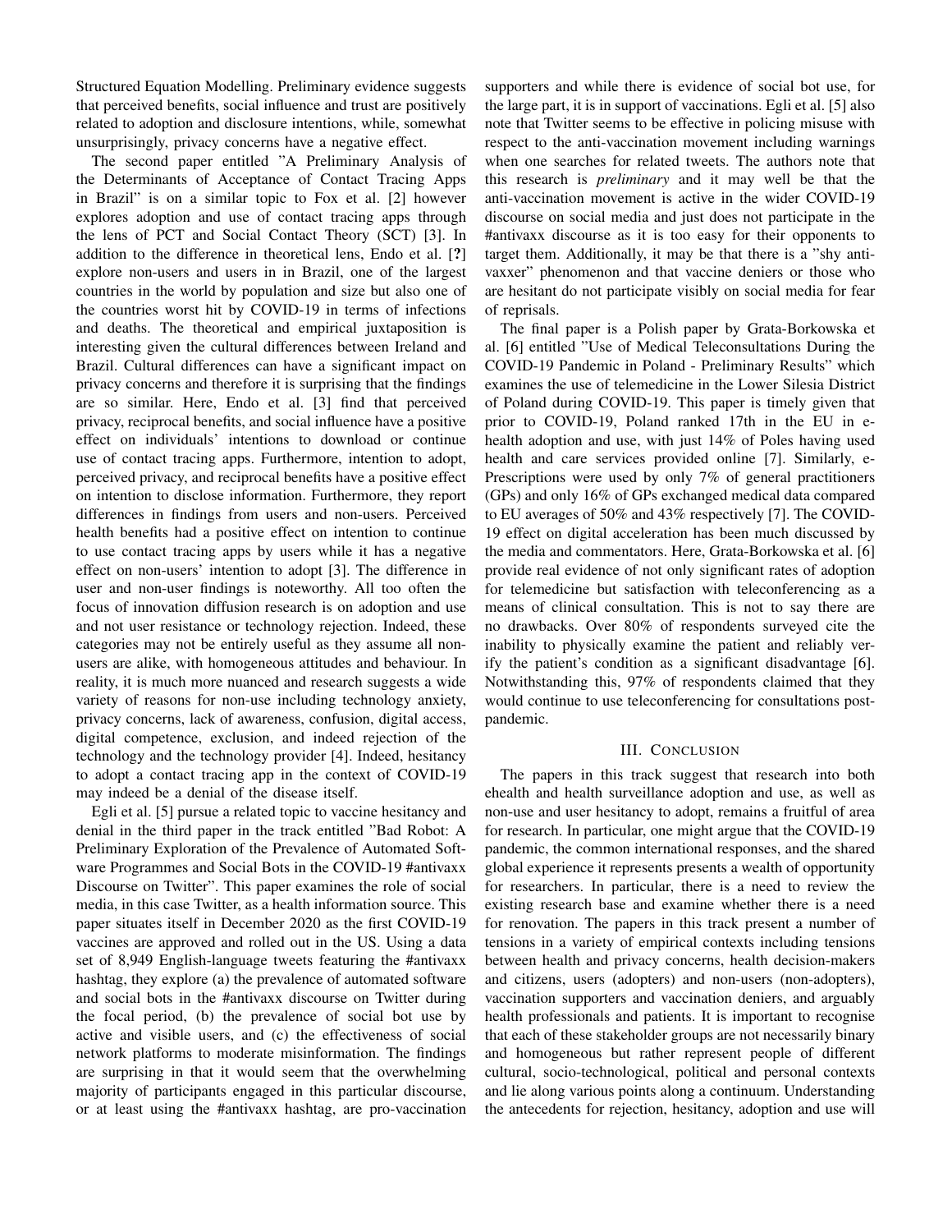Structured Equation Modelling. Preliminary evidence suggests that perceived benefits, social influence and trust are positively related to adoption and disclosure intentions, while, somewhat unsurprisingly, privacy concerns have a negative effect.

The second paper entitled "A Preliminary Analysis of the Determinants of Acceptance of Contact Tracing Apps in Brazil" is on a similar topic to Fox et al. [2] however explores adoption and use of contact tracing apps through the lens of PCT and Social Contact Theory (SCT) [3]. In addition to the difference in theoretical lens, Endo et al. [?] explore non-users and users in in Brazil, one of the largest countries in the world by population and size but also one of the countries worst hit by COVID-19 in terms of infections and deaths. The theoretical and empirical juxtaposition is interesting given the cultural differences between Ireland and Brazil. Cultural differences can have a significant impact on privacy concerns and therefore it is surprising that the findings are so similar. Here, Endo et al. [3] find that perceived privacy, reciprocal benefits, and social influence have a positive effect on individuals' intentions to download or continue use of contact tracing apps. Furthermore, intention to adopt, perceived privacy, and reciprocal benefits have a positive effect on intention to disclose information. Furthermore, they report differences in findings from users and non-users. Perceived health benefits had a positive effect on intention to continue to use contact tracing apps by users while it has a negative effect on non-users' intention to adopt [3]. The difference in user and non-user findings is noteworthy. All too often the focus of innovation diffusion research is on adoption and use and not user resistance or technology rejection. Indeed, these categories may not be entirely useful as they assume all non-users are alike, with homogeneous attitudes and behaviour. In reality, it is much more nuanced and research suggests a wide variety of reasons for non-use including technology anxiety, privacy concerns, lack of awareness, confusion, digital access, digital competence, exclusion, and indeed rejection of the technology and the technology provider [4]. Indeed, hesitancy to adopt a contact tracing app in the context of COVID-19 may indeed be a denial of the disease itself.

Egli et al. [5] pursue a related topic to vaccine hesitancy and denial in the third paper in the track entitled "Bad Robot: A Preliminary Exploration of the Prevalence of Automated Software Programmes and Social Bots in the COVID-19 #antivaxx Discourse on Twitter". This paper examines the role of social media, in this case Twitter, as a health information source. This paper situates itself in December 2020 as the first COVID-19 vaccines are approved and rolled out in the US. Using a data set of 8,949 English-language tweets featuring the #antivaxx hashtag, they explore (a) the prevalence of automated software and social bots in the #antivaxx discourse on Twitter during the focal period, (b) the prevalence of social bot use by active and visible users, and (c) the effectiveness of social network platforms to moderate misinformation. The findings are surprising in that it would seem that the overwhelming majority of participants engaged in this particular discourse, or at least using the #antivaxx hashtag, are pro-vaccination supporters and while there is evidence of social bot use, for the large part, it is in support of vaccinations. Egli et al. [5] also note that Twitter seems to be effective in policing misuse with respect to the anti-vaccination movement including warnings when one searches for related tweets. The authors note that this research is *preliminary* and it may well be that the anti-vaccination movement is active in the wider COVID-19 discourse on social media and just does not participate in the #antivaxx discourse as it is too easy for their opponents to target them. Additionally, it may be that there is a "shy anti-vaxxer" phenomenon and that vaccine deniers or those who are hesitant do not participate visibly on social media for fear of reprisals.

The final paper is a Polish paper by Grata-Borkowska et al. [6] entitled "Use of Medical Teleconsultations During the COVID-19 Pandemic in Poland - Preliminary Results" which examines the use of telemedicine in the Lower Silesia District of Poland during COVID-19. This paper is timely given that prior to COVID-19, Poland ranked 17th in the EU in e-health adoption and use, with just 14% of Poles having used health and care services provided online [7]. Similarly, e-Prescriptions were used by only 7% of general practitioners (GPs) and only 16% of GPs exchanged medical data compared to EU averages of 50% and 43% respectively [7]. The COVID-19 effect on digital acceleration has been much discussed by the media and commentators. Here, Grata-Borkowska et al. [6] provide real evidence of not only significant rates of adoption for telemedicine but satisfaction with teleconferencing as a means of clinical consultation. This is not to say there are no drawbacks. Over 80% of respondents surveyed cite the inability to physically examine the patient and reliably verify the patient's condition as a significant disadvantage [6]. Notwithstanding this, 97% of respondents claimed that they would continue to use teleconferencing for consultations post-pandemic.

## III. Conclusion

The papers in this track suggest that research into both ehealth and health surveillance adoption and use, as well as non-use and user hesitancy to adopt, remains a fruitful of area for research. In particular, one might argue that the COVID-19 pandemic, the common international responses, and the shared global experience it represents presents a wealth of opportunity for researchers. In particular, there is a need to review the existing research base and examine whether there is a need for renovation. The papers in this track present a number of tensions in a variety of empirical contexts including tensions between health and privacy concerns, health decision-makers and citizens, users (adopters) and non-users (non-adopters), vaccination supporters and vaccination deniers, and arguably health professionals and patients. It is important to recognise that each of these stakeholder groups are not necessarily binary and homogeneous but rather represent people of different cultural, socio-technological, political and personal contexts and lie along various points along a continuum. Understanding the antecedents for rejection, hesitancy, adoption and use will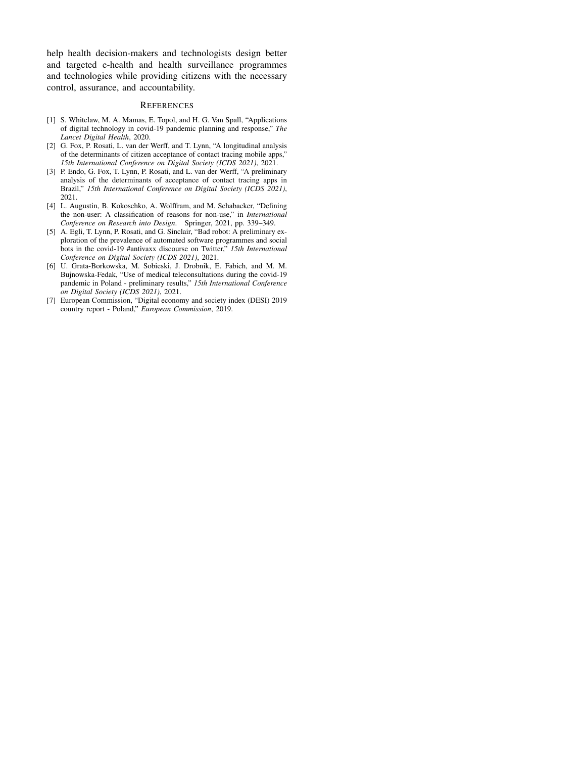help health decision-makers and technologists design better and targeted e-health and health surveillance programmes and technologies while providing citizens with the necessary control, assurance, and accountability.

## REFERENCES

[1] S. Whitelaw, M. A. Mamas, E. Topol, and H. G. Van Spall, "Applications of digital technology in covid-19 pandemic planning and response," *The Lancet Digital Health*, 2020.

[2] G. Fox, P. Rosati, L. van der Werff, and T. Lynn, "A longitudinal analysis of the determinants of citizen acceptance of contact tracing mobile apps," *15th International Conference on Digital Society (ICDS 2021)*, 2021.

[3] P. Endo, G. Fox, T. Lynn, P. Rosati, and L. van der Werff, "A preliminary analysis of the determinants of acceptance of contact tracing apps in Brazil," *15th International Conference on Digital Society (ICDS 2021)*, 2021.

[4] L. Augustin, B. Kokoschko, A. Wolffram, and M. Schabacker, "Defining the non-user: A classification of reasons for non-use," in *International Conference on Research into Design*. Springer, 2021, pp. 339–349.

[5] A. Egli, T. Lynn, P. Rosati, and G. Sinclair, "Bad robot: A preliminary exploration of the prevalence of automated software programmes and social bots in the covid-19 #antivaxx discourse on Twitter," *15th International Conference on Digital Society (ICDS 2021)*, 2021.

[6] U. Grata-Borkowska, M. Sobieski, J. Drobnik, E. Fabich, and M. M. Bujnowska-Fedak, "Use of medical teleconsultations during the covid-19 pandemic in Poland - preliminary results," *15th International Conference on Digital Society (ICDS 2021)*, 2021.

[7] European Commission, "Digital economy and society index (DESI) 2019 country report - Poland," *European Commission*, 2019.